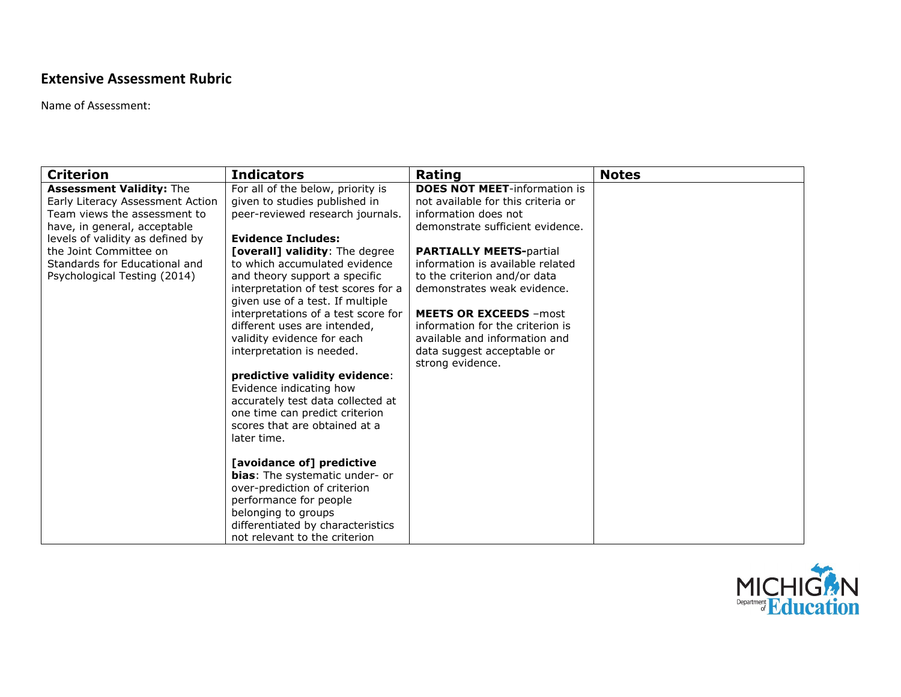## Extensive Assessment Rubric

Name of Assessment:

| Criterion | Indicators | Rating | Notes |
|---|---|---|---|
| **Assessment Validity:** The Early Literacy Assessment Action Team views the assessment to have, in general, acceptable levels of validity as defined by the Joint Committee on Standards for Educational and Psychological Testing (2014) | For all of the below, priority is given to studies published in peer-reviewed research journals.<br><br>**Evidence Includes:**<br>**[overall] validity**: The degree to which accumulated evidence and theory support a specific interpretation of test scores for a given use of a test. If multiple interpretations of a test score for different uses are intended, validity evidence for each interpretation is needed.<br><br>**predictive validity evidence**: Evidence indicating how accurately test data collected at one time can predict criterion scores that are obtained at a later time.<br><br>**[avoidance of] predictive bias**: The systematic under- or over-prediction of criterion performance for people belonging to groups differentiated by characteristics not relevant to the criterion | **DOES NOT MEET**-information is not available for this criteria or information does not demonstrate sufficient evidence.<br><br>**PARTIALLY MEETS-**partial information is available related to the criterion and/or data demonstrates weak evidence.<br><br>**MEETS OR EXCEEDS** –most information for the criterion is available and information and data suggest acceptable or strong evidence. | |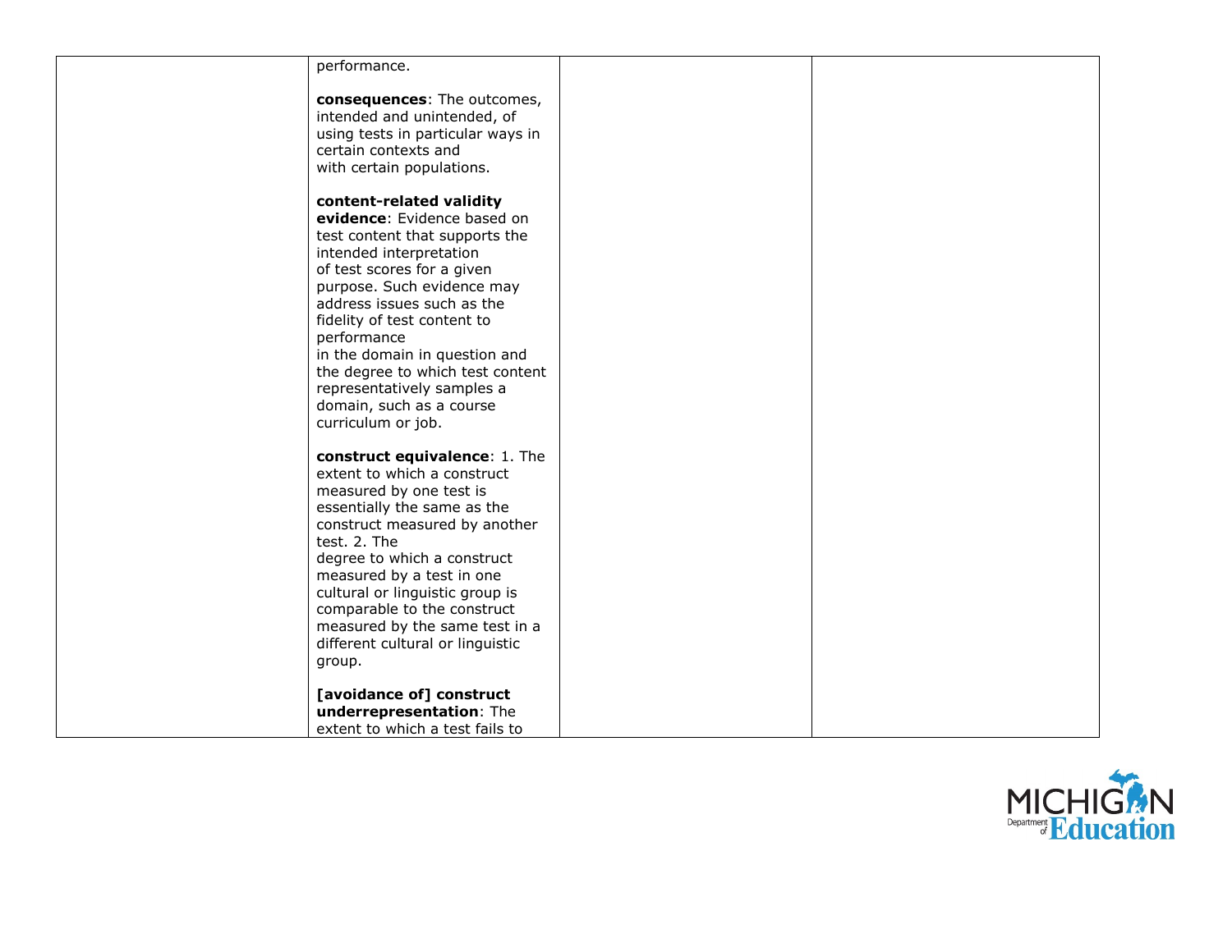|  | performance.<br><br>**consequences**: The outcomes, intended and unintended, of using tests in particular ways in certain contexts and with certain populations.<br><br>**content-related validity evidence**: Evidence based on test content that supports the intended interpretation of test scores for a given purpose. Such evidence may address issues such as the fidelity of test content to performance in the domain in question and the degree to which test content representatively samples a domain, such as a course curriculum or job.<br><br>**construct equivalence**: 1. The extent to which a construct measured by one test is essentially the same as the construct measured by another test. 2. The degree to which a construct measured by a test in one cultural or linguistic group is comparable to the construct measured by the same test in a different cultural or linguistic group.<br><br>**[avoidance of] construct underrepresentation**: The extent to which a test fails to |  |  |
|---|---|---|---|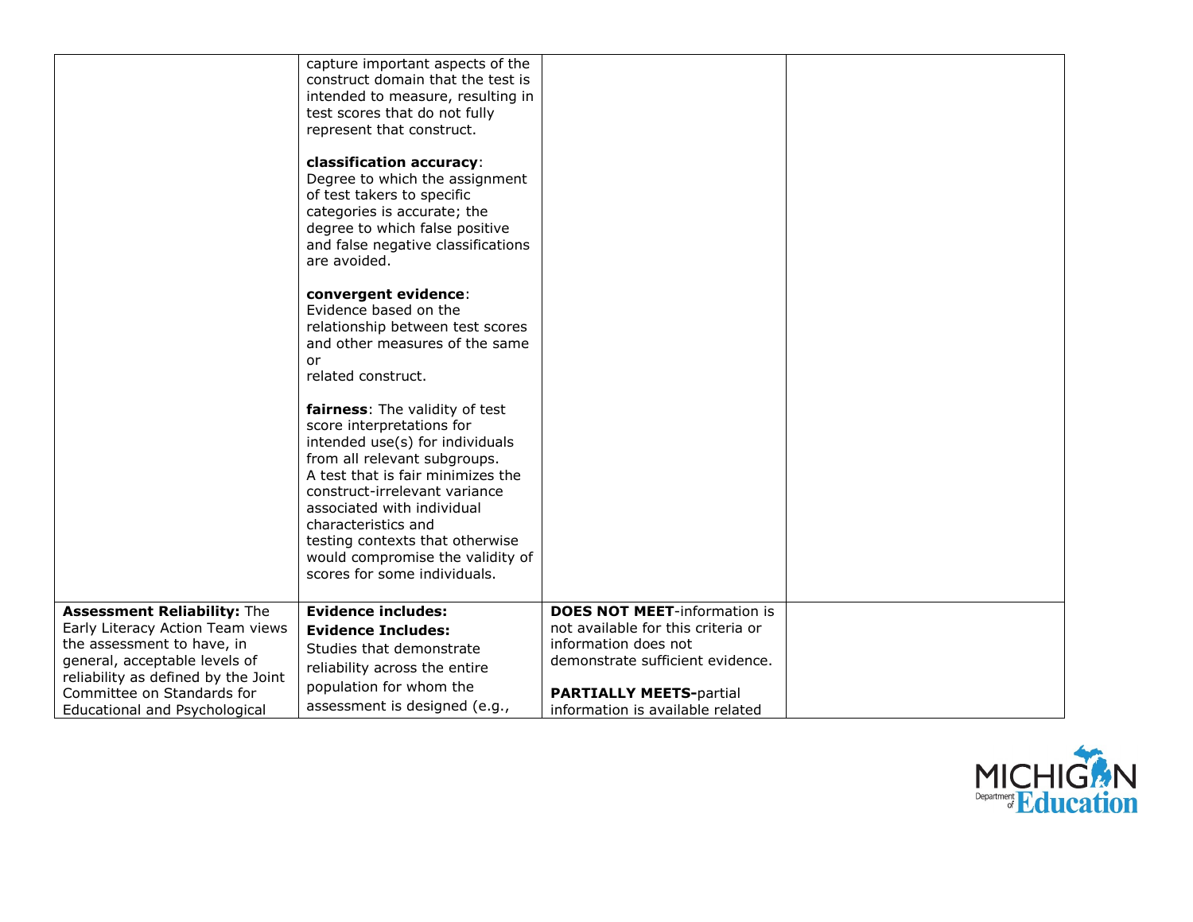| | | | |
|---|---|---|---|
| | capture important aspects of the construct domain that the test is intended to measure, resulting in test scores that do not fully represent that construct.<br><br>**classification accuracy**: Degree to which the assignment of test takers to specific categories is accurate; the degree to which false positive and false negative classifications are avoided.<br><br>**convergent evidence**: Evidence based on the relationship between test scores and other measures of the same or related construct.<br><br>**fairness**: The validity of test score interpretations for intended use(s) for individuals from all relevant subgroups. A test that is fair minimizes the construct-irrelevant variance associated with individual characteristics and testing contexts that otherwise would compromise the validity of scores for some individuals. | | |
| **Assessment Reliability:** The Early Literacy Action Team views the assessment to have, in general, acceptable levels of reliability as defined by the Joint Committee on Standards for Educational and Psychological | **Evidence includes:**<br>**Evidence Includes:**<br>Studies that demonstrate reliability across the entire population for whom the assessment is designed (e.g., | **DOES NOT MEET**-information is not available for this criteria or information does not demonstrate sufficient evidence.<br><br>**PARTIALLY MEETS-**partial information is available related | |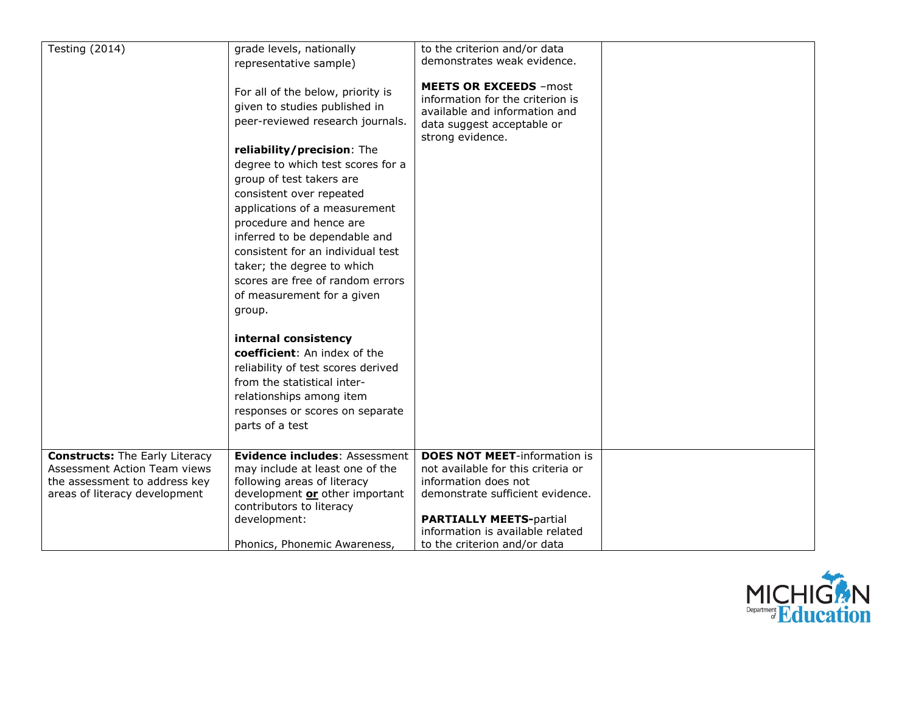| | | | |
|---|---|---|---|
| Testing (2014) | grade levels, nationally representative sample)<br><br>For all of the below, priority is given to studies published in peer-reviewed research journals.<br><br>**reliability/precision**: The degree to which test scores for a group of test takers are consistent over repeated applications of a measurement procedure and hence are inferred to be dependable and consistent for an individual test taker; the degree to which scores are free of random errors of measurement for a given group.<br><br>**internal consistency coefficient**: An index of the reliability of test scores derived from the statistical inter-relationships among item responses or scores on separate parts of a test | to the criterion and/or data demonstrates weak evidence.<br><br>**MEETS OR EXCEEDS** –most information for the criterion is available and information and data suggest acceptable or strong evidence. | |
| **Constructs:** The Early Literacy Assessment Action Team views the assessment to address key areas of literacy development | **Evidence includes**: Assessment may include at least one of the following areas of literacy development **or** other important contributors to literacy development:<br><br>Phonics, Phonemic Awareness, | **DOES NOT MEET**-information is not available for this criteria or information does not demonstrate sufficient evidence.<br><br>**PARTIALLY MEETS-**partial information is available related to the criterion and/or data | |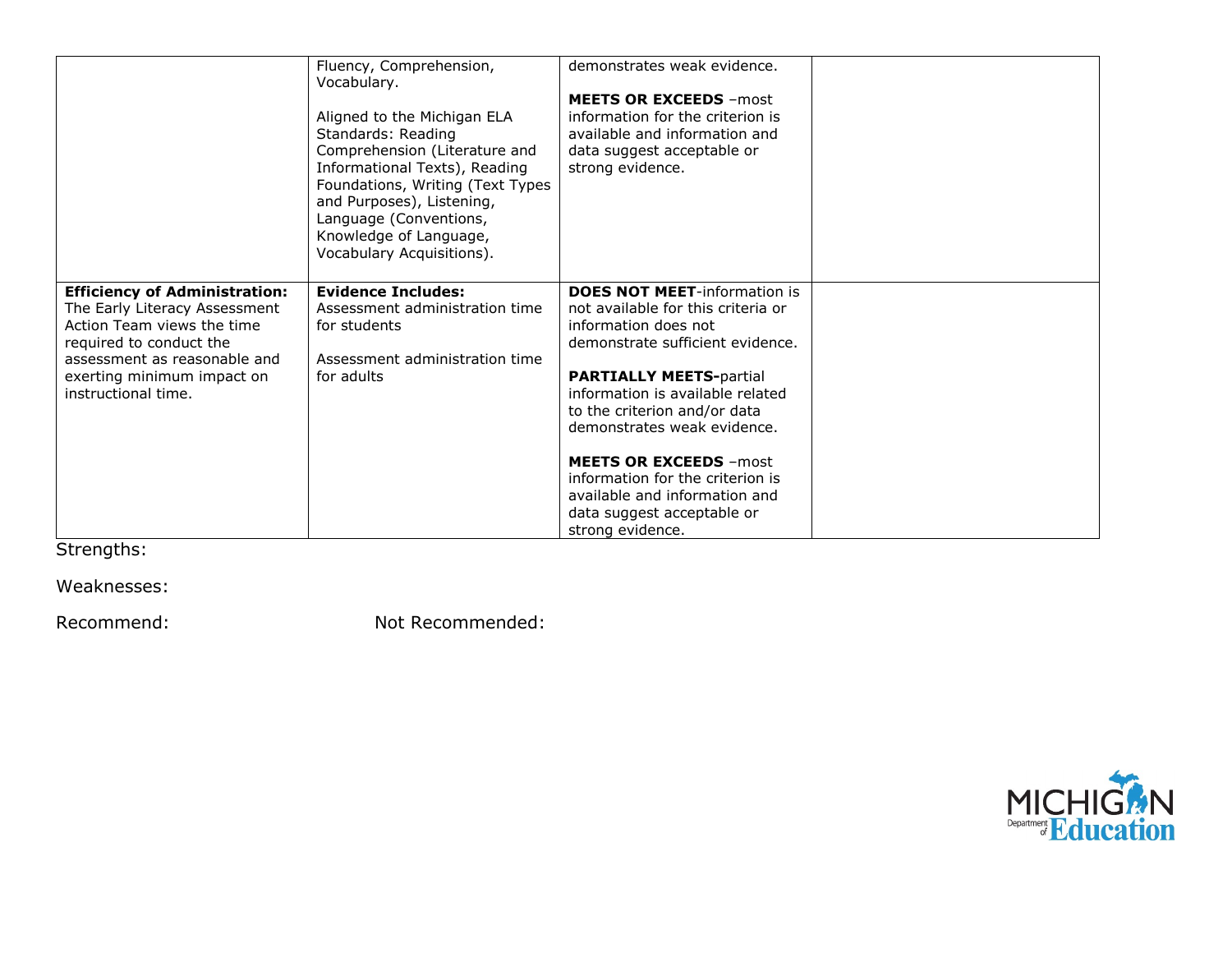| | | | |
|---|---|---|---|
| | Fluency, Comprehension, Vocabulary.<br><br>Aligned to the Michigan ELA Standards: Reading Comprehension (Literature and Informational Texts), Reading Foundations, Writing (Text Types and Purposes), Listening, Language (Conventions, Knowledge of Language, Vocabulary Acquisitions). | demonstrates weak evidence.<br><br>**MEETS OR EXCEEDS** –most information for the criterion is available and information and data suggest acceptable or strong evidence. | |
| **Efficiency of Administration:** The Early Literacy Assessment Action Team views the time required to conduct the assessment as reasonable and exerting minimum impact on instructional time. | **Evidence Includes:** Assessment administration time for students<br><br>Assessment administration time for adults | **DOES NOT MEET**-information is not available for this criteria or information does not demonstrate sufficient evidence.<br><br>**PARTIALLY MEETS-**partial information is available related to the criterion and/or data demonstrates weak evidence.<br><br>**MEETS OR EXCEEDS** –most information for the criterion is available and information and data suggest acceptable or strong evidence. | |

Strengths:

Weaknesses:

Recommend: Not Recommended: